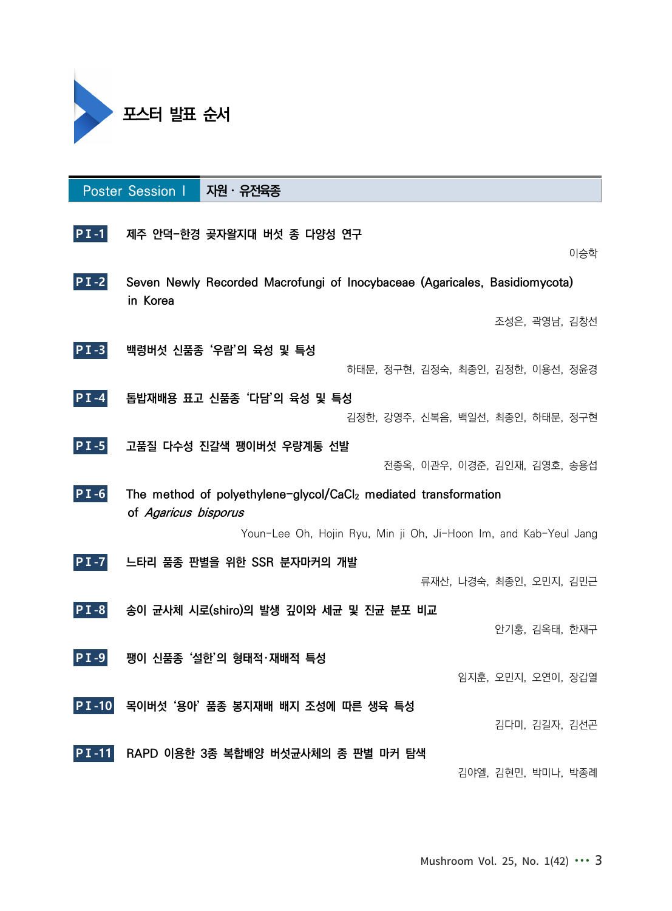# 포스터 발표 순서

## Poster Session I 자원 · 유전육종

**P I-1** 제주 안덕-한경 곶자왈지대 버섯 종 다양성 연구

이승학

**P I-2** Seven Newly Recorded Macrofungi of Inocybaceae (Agaricales, Basidiomycota) in Korea

조성은, 곽영남, 김창선

**P I-3** 백령버섯 신품종 '우람'의 육성 및 특성

하태문, 정구현, 김정숙, 최종인, 김정한, 이용선, 정윤경

**P I-4** 톱밥재배용 표고 신품종 '다담'의 육성 및 특성

김정한, 강영주, 신복음, 백일선, 최종인, 하태문, 정구현

**P I-5** 고품질 다수성 진갈색 팽이버섯 우량계통 선발

전종옥, 이관우, 이경준, 김인재, 김영호, 송용섭

**P I-6** The method of polyethylene-glycol/$CaCl_2$ mediated transformation of *Agaricus bisporus*

Youn-Lee Oh, Hojin Ryu, Min ji Oh, Ji-Hoon Im, and Kab-Yeul Jang

**P I-7** 느타리 품종 판별을 위한 SSR 분자마커의 개발

류재산, 나경숙, 최종인, 오민지, 김민근

**P I-8** 송이 균사체 시로(shiro)의 발생 깊이와 세균 및 진균 분포 비교

안기홍, 김옥태, 한재구

**P I-9** 팽이 신품종 '설한'의 형태적·재배적 특성

임지훈, 오민지, 오연이, 장갑열

**P I-10** 목이버섯 '용아' 품종 봉지재배 배지 조성에 따른 생육 특성

김다미, 김길자, 김선곤

**P I-11** RAPD 이용한 3종 복합배양 버섯균사체의 종 판별 마커 탐색

김야엘, 김현민, 박미나, 박종례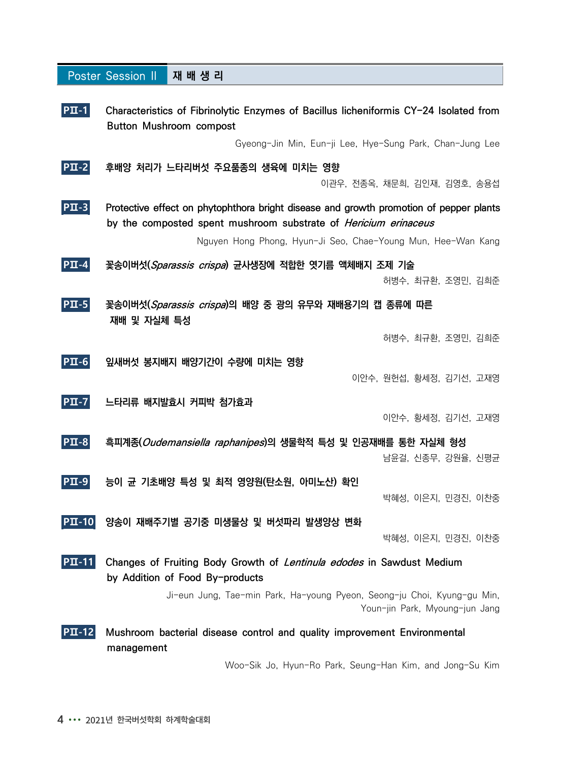## Poster Session II 재 배 생 리

**PII-1** Characteristics of Fibrinolytic Enzymes of Bacillus licheniformis CY-24 Isolated from Button Mushroom compost

Gyeong-Jin Min, Eun-ji Lee, Hye-Sung Park, Chan-Jung Lee

**PII-2** 후배양 처리가 느타리버섯 주요품종의 생육에 미치는 영향

이관우, 전종옥, 채문희, 김인재, 김영호, 송용섭

**PII-3** Protective effect on phytophthora bright disease and growth promotion of pepper plants by the composted spent mushroom substrate of *Hericium erinaceus*

Nguyen Hong Phong, Hyun-Ji Seo, Chae-Young Mun, Hee-Wan Kang

**PII-4** 꽃송이버섯(*Sparassis crispa*) 균사생장에 적합한 엿기름 액체배지 조제 기술

허병수, 최규환, 조영민, 김희준

**PII-5** 꽃송이버섯(*Sparassis crispa*)의 배양 중 광의 유무와 재배용기의 캡 종류에 따른 재배 및 자실체 특성

허병수, 최규환, 조영민, 김희준

**PII-6** 잎새버섯 봉지배지 배양기간이 수량에 미치는 영향

이안수, 원헌섭, 황세정, 김기선, 고재영

**PII-7** 느타리류 배지발효시 커피박 첨가효과

이안수, 황세정, 김기선, 고재영

**PII-8** 흑피계종(*Oudemansiella raphanipes*)의 생물학적 특성 및 인공재배를 통한 자실체 형성

남윤걸, 신종무, 강원율, 신평균

**PII-9** 능이 균 기초배양 특성 및 최적 영양원(탄소원, 아미노산) 확인

박혜성, 이은지, 민경진, 이찬중

**PII-10** 양송이 재배주기별 공기중 미생물상 및 버섯파리 발생양상 변화

박혜성, 이은지, 민경진, 이찬중

**PII-11** Changes of Fruiting Body Growth of *Lentinula edodes* in Sawdust Medium by Addition of Food By-products

Ji-eun Jung, Tae-min Park, Ha-young Pyeon, Seong-ju Choi, Kyung-gu Min, Youn-jin Park, Myoung-jun Jang

**PII-12** Mushroom bacterial disease control and quality improvement Environmental management

Woo-Sik Jo, Hyun-Ro Park, Seung-Han Kim, and Jong-Su Kim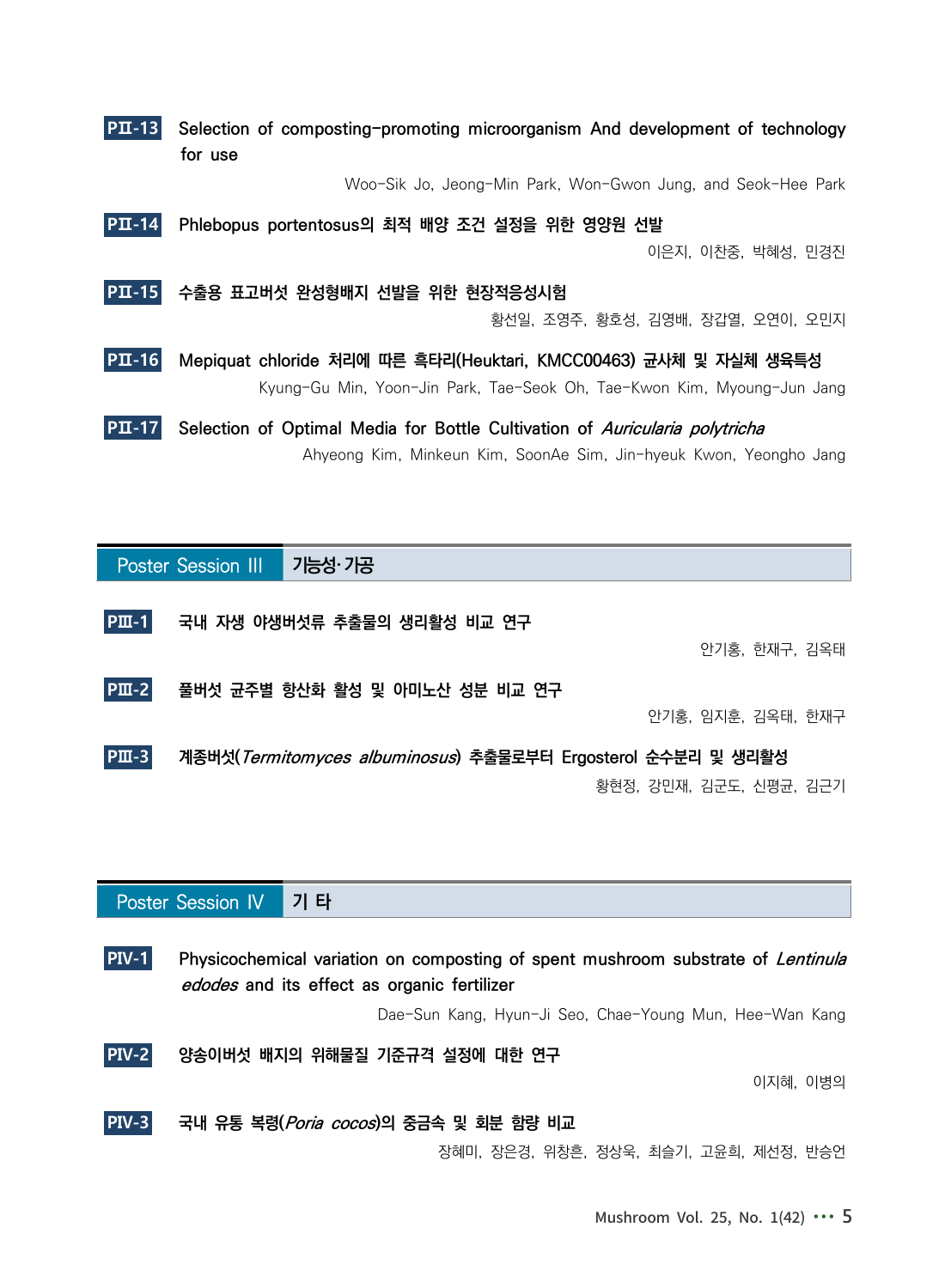**PⅡ-13** Selection of composting-promoting microorganism And development of technology for use

Woo-Sik Jo, Jeong-Min Park, Won-Gwon Jung, and Seok-Hee Park

**PⅡ-14** Phlebopus portentosus의 최적 배양 조건 설정을 위한 영양원 선발

이은지, 이찬중, 박혜성, 민경진

**PⅡ-15** 수출용 표고버섯 완성형배지 선발을 위한 현장적응성시험

황선일, 조영주, 황호성, 김영배, 장갑열, 오연이, 오민지

**PⅡ-16** Mepiquat chloride 처리에 따른 흑타리(Heuktari, KMCC00463) 균사체 및 자실체 생육특성

Kyung-Gu Min, Yoon-Jin Park, Tae-Seok Oh, Tae-Kwon Kim, Myoung-Jun Jang

**PⅡ-17** Selection of Optimal Media for Bottle Cultivation of *Auricularia polytricha*

Ahyeong Kim, Minkeun Kim, SoonAe Sim, Jin-hyeuk Kwon, Yeongho Jang

## Poster Session Ⅲ 기능성·가공

**PⅢ-1** 국내 자생 야생버섯류 추출물의 생리활성 비교 연구

안기홍, 한재구, 김옥태

**PⅢ-2** 풀버섯 균주별 항산화 활성 및 아미노산 성분 비교 연구

안기홍, 임지훈, 김옥태, 한재구

**PⅢ-3** 계종버섯(*Termitomyces albuminosus*) 추출물로부터 Ergosterol 순수분리 및 생리활성

황현정, 강민재, 김군도, 신평균, 김근기

## Poster Session Ⅳ 기 타

**PⅣ-1** Physicochemical variation on composting of spent mushroom substrate of *Lentinula edodes* and its effect as organic fertilizer

Dae-Sun Kang, Hyun-Ji Seo, Chae-Young Mun, Hee-Wan Kang

**PⅣ-2** 양송이버섯 배지의 위해물질 기준규격 설정에 대한 연구

이지혜, 이병의

**PⅣ-3** 국내 유통 복령(*Poria cocos*)의 중금속 및 회분 함량 비교

장혜미, 장은경, 위창흔, 정상욱, 최슬기, 고윤희, 제선정, 반승언